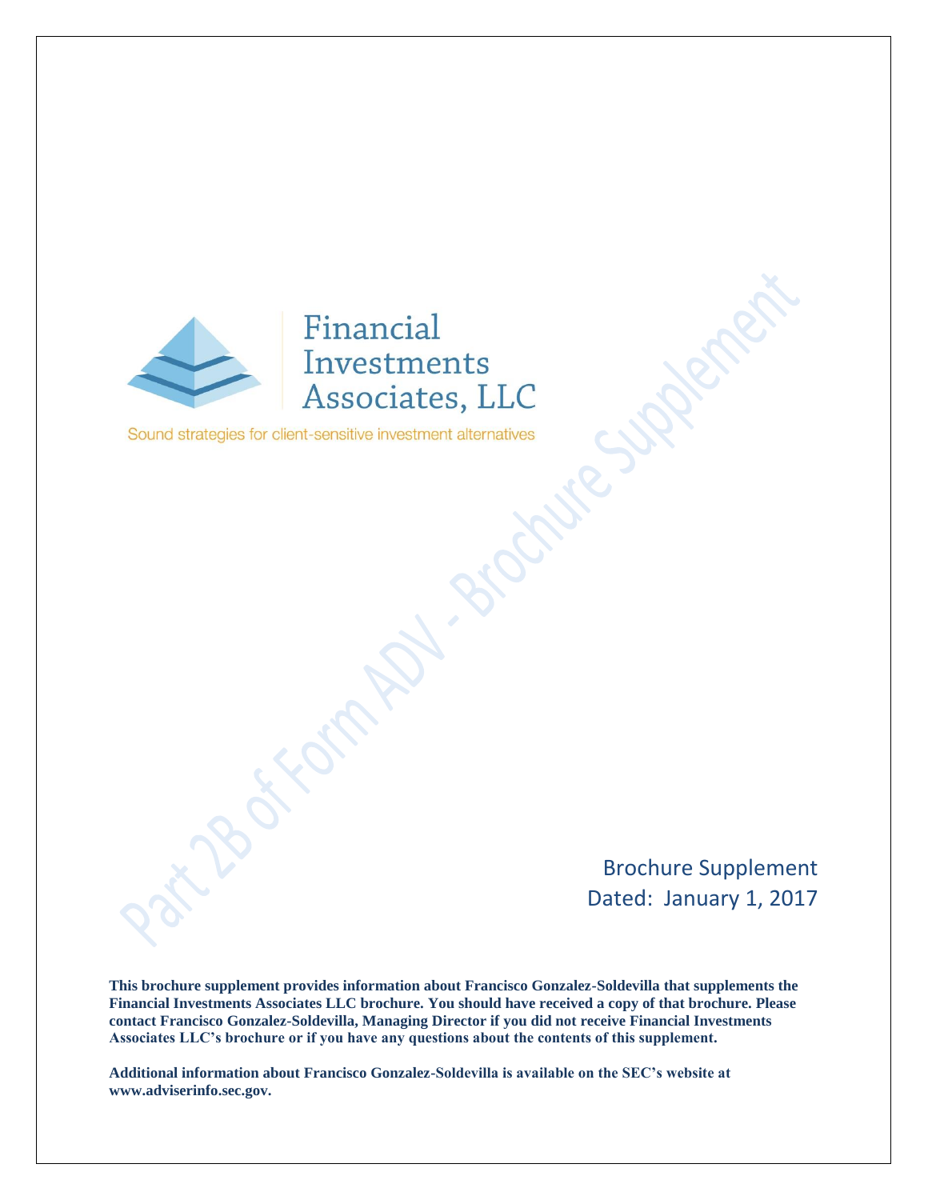# Financial Investments Associates, LLC

Sound strategies for client-sensitive investment alternatives

Part 2B of Form ADV - Brochure Supplement

Brochure Supplement

Dated: January 1, 2017

**This brochure supplement provides information about Francisco Gonzalez-Soldevilla that supplements the Financial Investments Associates LLC brochure. You should have received a copy of that brochure. Please contact Francisco Gonzalez-Soldevilla, Managing Director if you did not receive Financial Investments Associates LLC's brochure or if you have any questions about the contents of this supplement.**

**Additional information about Francisco Gonzalez-Soldevilla is available on the SEC's website at www.adviserinfo.sec.gov.**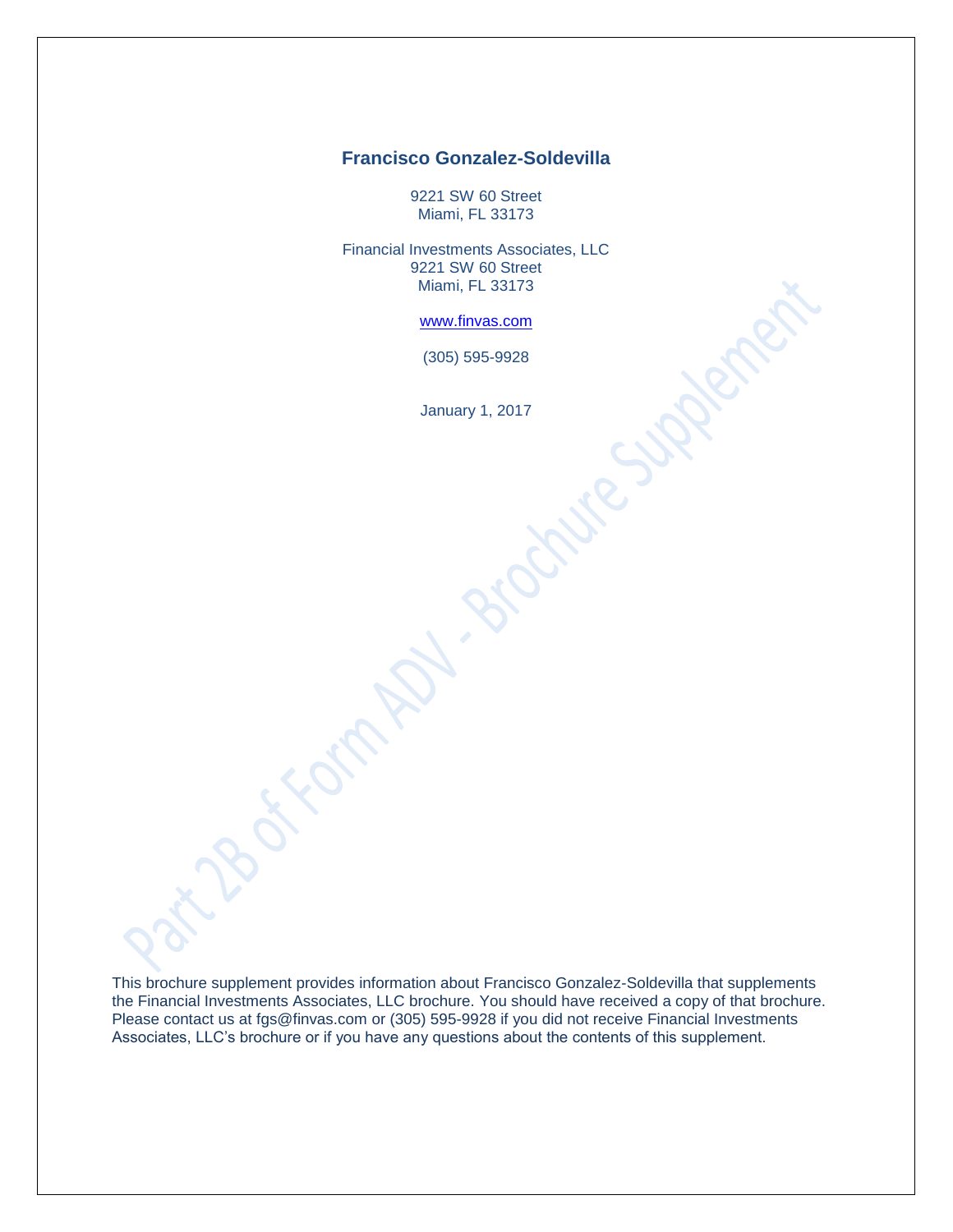# Francisco Gonzalez-Soldevilla

9221 SW 60 Street
Miami, FL 33173

Financial Investments Associates, LLC
9221 SW 60 Street
Miami, FL 33173

www.finvas.com

(305) 595-9928

January 1, 2017

This brochure supplement provides information about Francisco Gonzalez-Soldevilla that supplements the Financial Investments Associates, LLC brochure. You should have received a copy of that brochure. Please contact us at fgs@finvas.com or (305) 595-9928 if you did not receive Financial Investments Associates, LLC's brochure or if you have any questions about the contents of this supplement.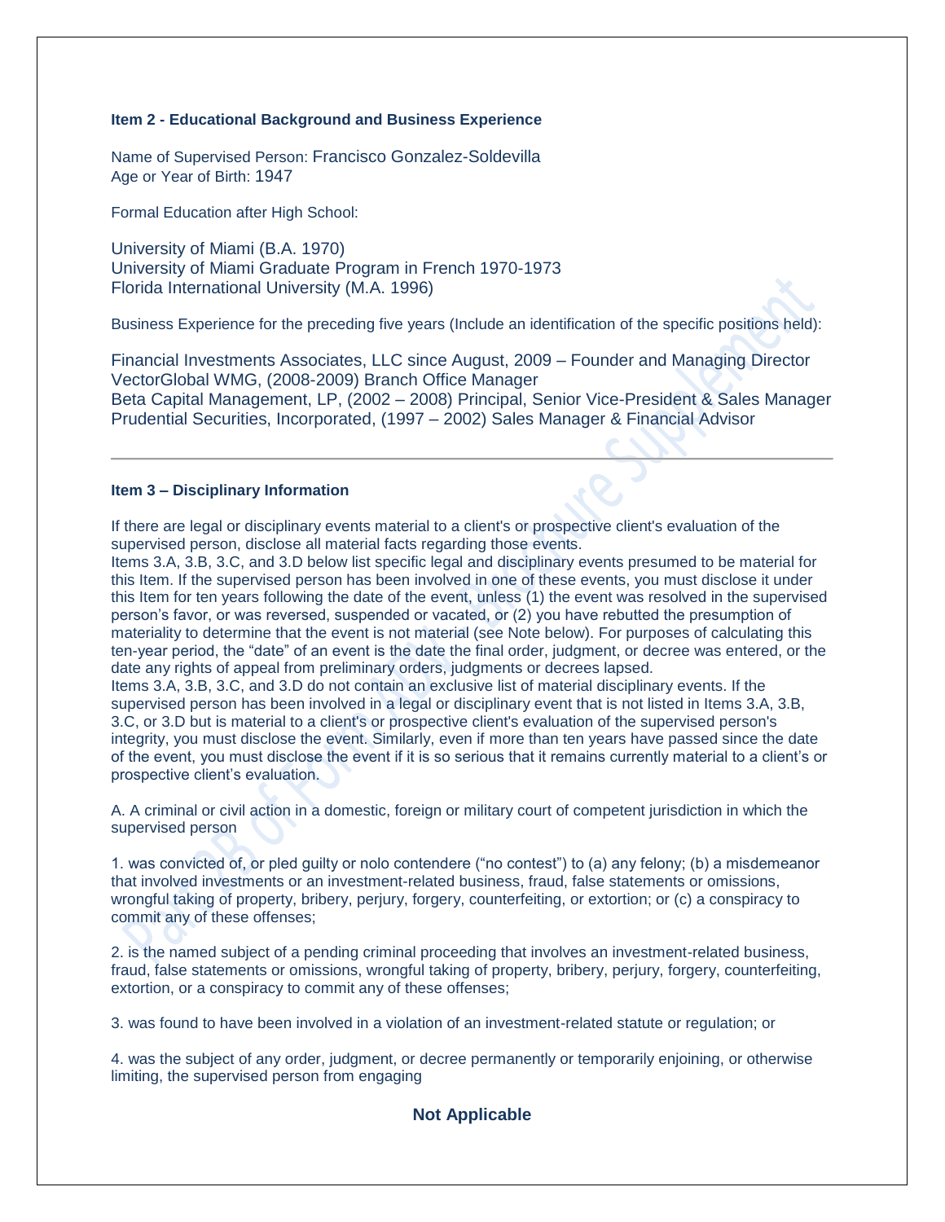### Item 2 - Educational Background and Business Experience

Name of Supervised Person: Francisco Gonzalez-Soldevilla
Age or Year of Birth: 1947

Formal Education after High School:

University of Miami (B.A. 1970)
University of Miami Graduate Program in French 1970-1973
Florida International University (M.A. 1996)

Business Experience for the preceding five years (Include an identification of the specific positions held):

Financial Investments Associates, LLC since August, 2009 – Founder and Managing Director
VectorGlobal WMG, (2008-2009) Branch Office Manager
Beta Capital Management, LP, (2002 – 2008) Principal, Senior Vice-President & Sales Manager
Prudential Securities, Incorporated, (1997 – 2002) Sales Manager & Financial Advisor

---

### Item 3 – Disciplinary Information

If there are legal or disciplinary events material to a client's or prospective client's evaluation of the supervised person, disclose all material facts regarding those events.
Items 3.A, 3.B, 3.C, and 3.D below list specific legal and disciplinary events presumed to be material for this Item. If the supervised person has been involved in one of these events, you must disclose it under this Item for ten years following the date of the event, unless (1) the event was resolved in the supervised person's favor, or was reversed, suspended or vacated, or (2) you have rebutted the presumption of materiality to determine that the event is not material (see Note below). For purposes of calculating this ten-year period, the "date" of an event is the date the final order, judgment, or decree was entered, or the date any rights of appeal from preliminary orders, judgments or decrees lapsed.
Items 3.A, 3.B, 3.C, and 3.D do not contain an exclusive list of material disciplinary events. If the supervised person has been involved in a legal or disciplinary event that is not listed in Items 3.A, 3.B, 3.C, or 3.D but is material to a client's or prospective client's evaluation of the supervised person's integrity, you must disclose the event. Similarly, even if more than ten years have passed since the date of the event, you must disclose the event if it is so serious that it remains currently material to a client's or prospective client's evaluation.

A. A criminal or civil action in a domestic, foreign or military court of competent jurisdiction in which the supervised person

1. was convicted of, or pled guilty or nolo contendere ("no contest") to (a) any felony; (b) a misdemeanor that involved investments or an investment-related business, fraud, false statements or omissions, wrongful taking of property, bribery, perjury, forgery, counterfeiting, or extortion; or (c) a conspiracy to commit any of these offenses;

2. is the named subject of a pending criminal proceeding that involves an investment-related business, fraud, false statements or omissions, wrongful taking of property, bribery, perjury, forgery, counterfeiting, extortion, or a conspiracy to commit any of these offenses;

3. was found to have been involved in a violation of an investment-related statute or regulation; or

4. was the subject of any order, judgment, or decree permanently or temporarily enjoining, or otherwise limiting, the supervised person from engaging

**Not Applicable**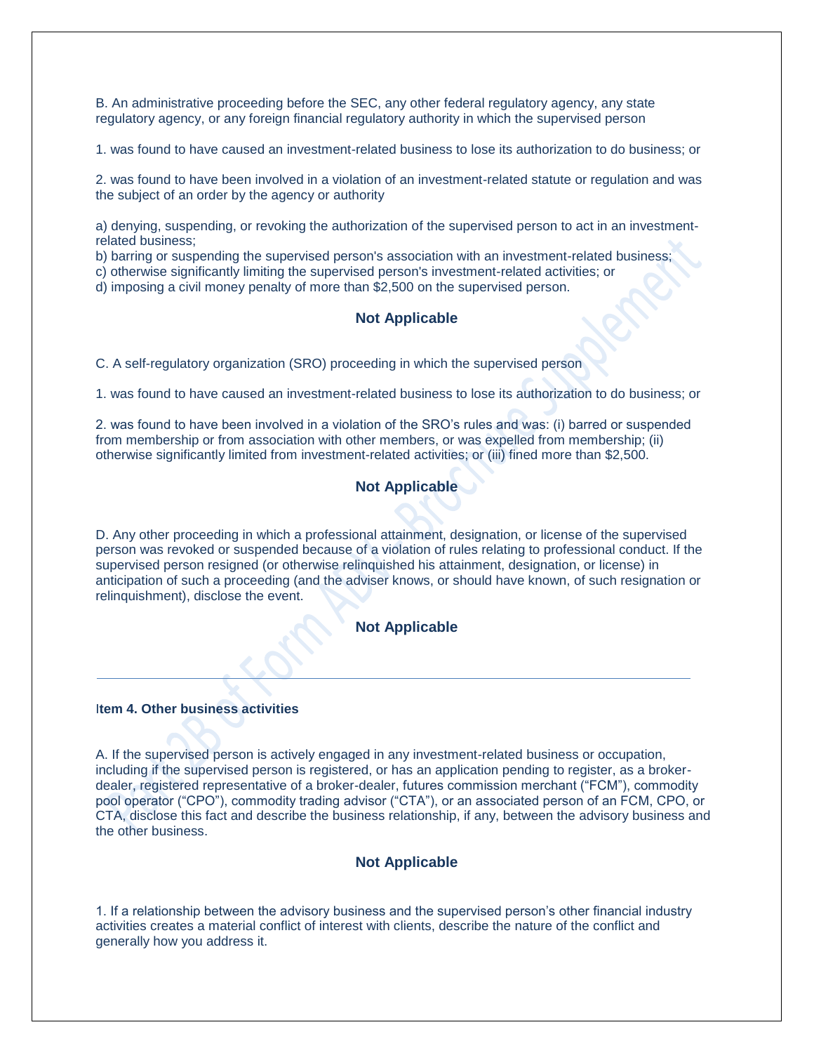B. An administrative proceeding before the SEC, any other federal regulatory agency, any state regulatory agency, or any foreign financial regulatory authority in which the supervised person

1. was found to have caused an investment-related business to lose its authorization to do business; or

2. was found to have been involved in a violation of an investment-related statute or regulation and was the subject of an order by the agency or authority

a) denying, suspending, or revoking the authorization of the supervised person to act in an investment-related business;
b) barring or suspending the supervised person's association with an investment-related business;
c) otherwise significantly limiting the supervised person's investment-related activities; or
d) imposing a civil money penalty of more than $2,500 on the supervised person.

**Not Applicable**

C. A self-regulatory organization (SRO) proceeding in which the supervised person

1. was found to have caused an investment-related business to lose its authorization to do business; or

2. was found to have been involved in a violation of the SRO's rules and was: (i) barred or suspended from membership or from association with other members, or was expelled from membership; (ii) otherwise significantly limited from investment-related activities; or (iii) fined more than $2,500.

**Not Applicable**

D. Any other proceeding in which a professional attainment, designation, or license of the supervised person was revoked or suspended because of a violation of rules relating to professional conduct. If the supervised person resigned (or otherwise relinquished his attainment, designation, or license) in anticipation of such a proceeding (and the adviser knows, or should have known, of such resignation or relinquishment), disclose the event.

**Not Applicable**

---

**Item 4. Other business activities**

A. If the supervised person is actively engaged in any investment-related business or occupation, including if the supervised person is registered, or has an application pending to register, as a broker-dealer, registered representative of a broker-dealer, futures commission merchant ("FCM"), commodity pool operator ("CPO"), commodity trading advisor ("CTA"), or an associated person of an FCM, CPO, or CTA, disclose this fact and describe the business relationship, if any, between the advisory business and the other business.

**Not Applicable**

1. If a relationship between the advisory business and the supervised person's other financial industry activities creates a material conflict of interest with clients, describe the nature of the conflict and generally how you address it.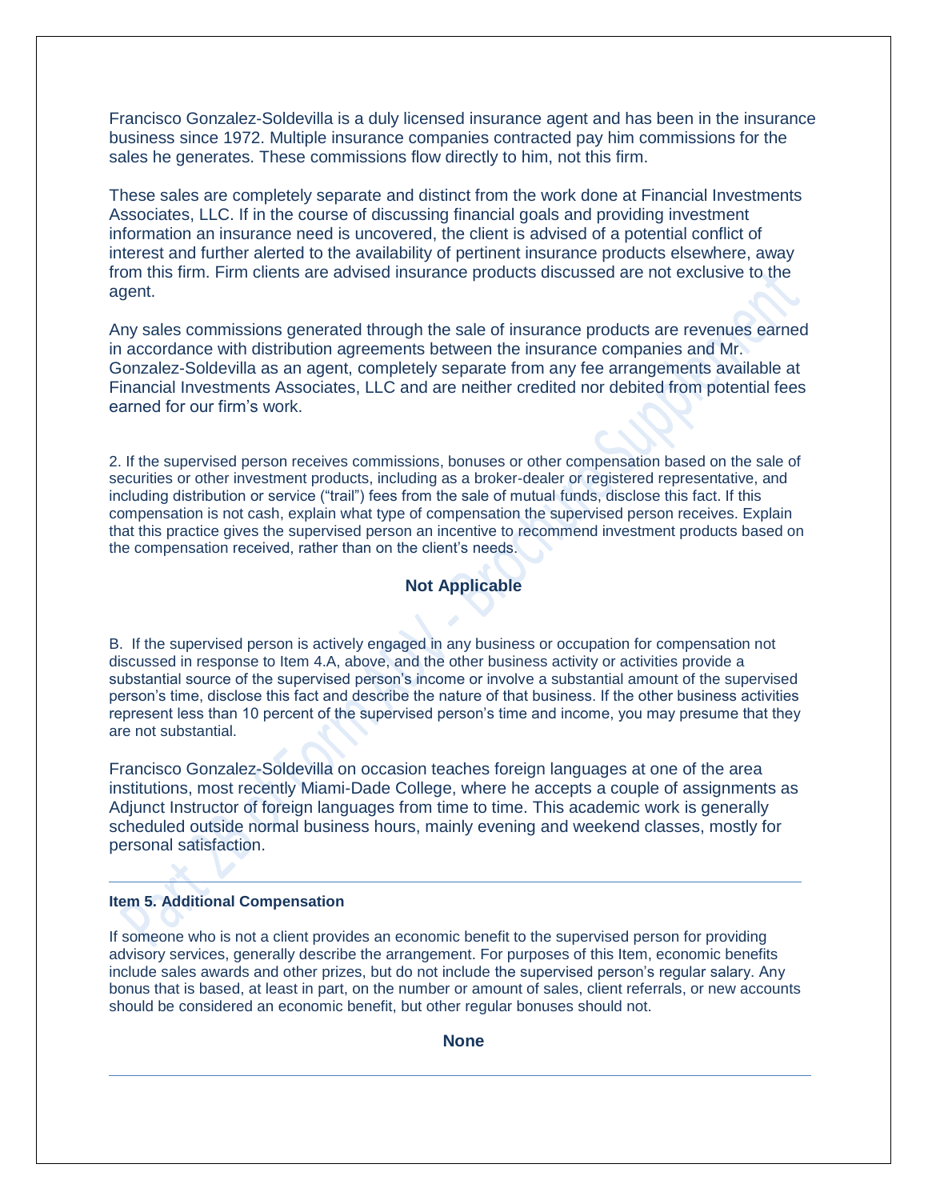Francisco Gonzalez-Soldevilla is a duly licensed insurance agent and has been in the insurance business since 1972. Multiple insurance companies contracted pay him commissions for the sales he generates. These commissions flow directly to him, not this firm.

These sales are completely separate and distinct from the work done at Financial Investments Associates, LLC. If in the course of discussing financial goals and providing investment information an insurance need is uncovered, the client is advised of a potential conflict of interest and further alerted to the availability of pertinent insurance products elsewhere, away from this firm. Firm clients are advised insurance products discussed are not exclusive to the agent.

Any sales commissions generated through the sale of insurance products are revenues earned in accordance with distribution agreements between the insurance companies and Mr. Gonzalez-Soldevilla as an agent, completely separate from any fee arrangements available at Financial Investments Associates, LLC and are neither credited nor debited from potential fees earned for our firm's work.

2. If the supervised person receives commissions, bonuses or other compensation based on the sale of securities or other investment products, including as a broker-dealer or registered representative, and including distribution or service ("trail") fees from the sale of mutual funds, disclose this fact. If this compensation is not cash, explain what type of compensation the supervised person receives. Explain that this practice gives the supervised person an incentive to recommend investment products based on the compensation received, rather than on the client's needs.

**Not Applicable**

B. If the supervised person is actively engaged in any business or occupation for compensation not discussed in response to Item 4.A, above, and the other business activity or activities provide a substantial source of the supervised person's income or involve a substantial amount of the supervised person's time, disclose this fact and describe the nature of that business. If the other business activities represent less than 10 percent of the supervised person's time and income, you may presume that they are not substantial.

Francisco Gonzalez-Soldevilla on occasion teaches foreign languages at one of the area institutions, most recently Miami-Dade College, where he accepts a couple of assignments as Adjunct Instructor of foreign languages from time to time. This academic work is generally scheduled outside normal business hours, mainly evening and weekend classes, mostly for personal satisfaction.

---

**Item 5. Additional Compensation**

If someone who is not a client provides an economic benefit to the supervised person for providing advisory services, generally describe the arrangement. For purposes of this Item, economic benefits include sales awards and other prizes, but do not include the supervised person's regular salary. Any bonus that is based, at least in part, on the number or amount of sales, client referrals, or new accounts should be considered an economic benefit, but other regular bonuses should not.

**None**

---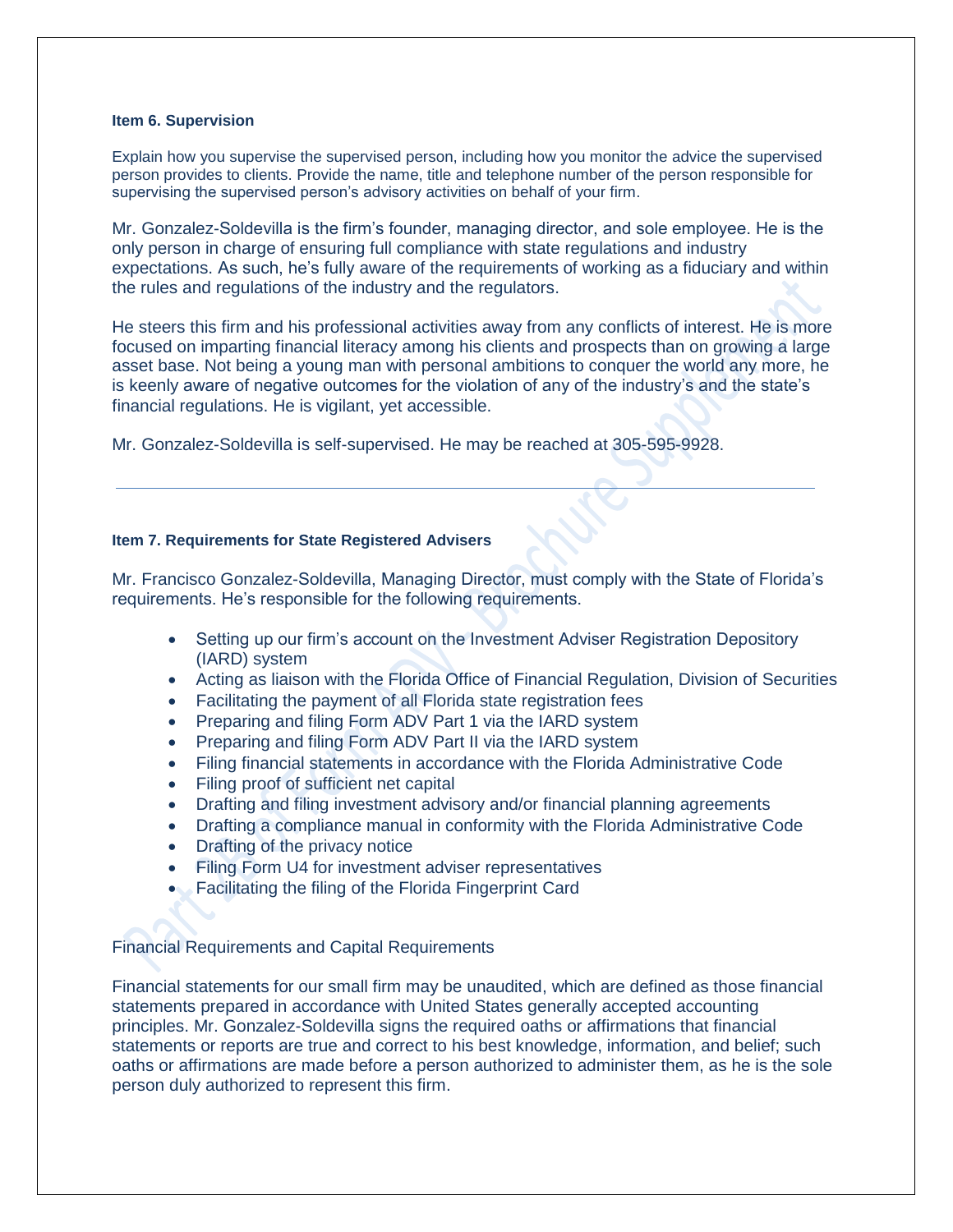#### Item 6. Supervision

Explain how you supervise the supervised person, including how you monitor the advice the supervised person provides to clients. Provide the name, title and telephone number of the person responsible for supervising the supervised person's advisory activities on behalf of your firm.

Mr. Gonzalez-Soldevilla is the firm's founder, managing director, and sole employee. He is the only person in charge of ensuring full compliance with state regulations and industry expectations. As such, he's fully aware of the requirements of working as a fiduciary and within the rules and regulations of the industry and the regulators.

He steers this firm and his professional activities away from any conflicts of interest. He is more focused on imparting financial literacy among his clients and prospects than on growing a large asset base. Not being a young man with personal ambitions to conquer the world any more, he is keenly aware of negative outcomes for the violation of any of the industry's and the state's financial regulations. He is vigilant, yet accessible.

Mr. Gonzalez-Soldevilla is self-supervised. He may be reached at 305-595-9928.

---

#### Item 7. Requirements for State Registered Advisers

Mr. Francisco Gonzalez-Soldevilla, Managing Director, must comply with the State of Florida's requirements. He's responsible for the following requirements.

- Setting up our firm's account on the Investment Adviser Registration Depository (IARD) system
- Acting as liaison with the Florida Office of Financial Regulation, Division of Securities
- Facilitating the payment of all Florida state registration fees
- Preparing and filing Form ADV Part 1 via the IARD system
- Preparing and filing Form ADV Part II via the IARD system
- Filing financial statements in accordance with the Florida Administrative Code
- Filing proof of sufficient net capital
- Drafting and filing investment advisory and/or financial planning agreements
- Drafting a compliance manual in conformity with the Florida Administrative Code
- Drafting of the privacy notice
- Filing Form U4 for investment adviser representatives
- Facilitating the filing of the Florida Fingerprint Card

Financial Requirements and Capital Requirements

Financial statements for our small firm may be unaudited, which are defined as those financial statements prepared in accordance with United States generally accepted accounting principles. Mr. Gonzalez-Soldevilla signs the required oaths or affirmations that financial statements or reports are true and correct to his best knowledge, information, and belief; such oaths or affirmations are made before a person authorized to administer them, as he is the sole person duly authorized to represent this firm.